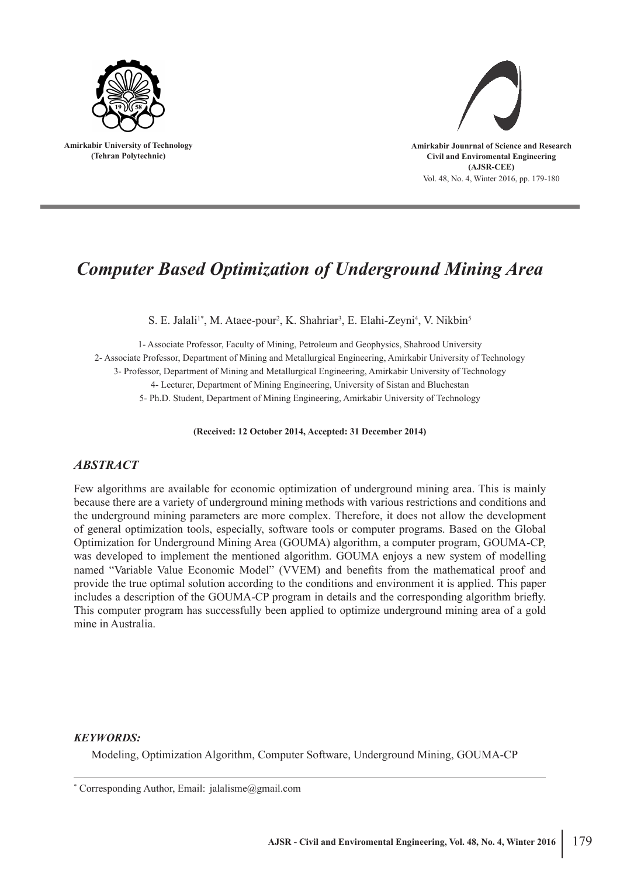Amirkabir University of Technology
(Tehran Polytechnic)

Amirkabir Jounrnal of Science and Research
Civil and Enviromental Engineering
(AJSR-CEE)

# *Computer Based Optimization of Underground Mining Area*

S. E. Jalali[1*], M. Ataee-pour[2], K. Shahriar[3], E. Elahi-Zeyni[4], V. Nikbin[5]

1- Associate Professor, Faculty of Mining, Petroleum and Geophysics, Shahrood University

2- Associate Professor, Department of Mining and Metallurgical Engineering, Amirkabir University of Technology

3- Professor, Department of Mining and Metallurgical Engineering, Amirkabir University of Technology

4- Lecturer, Department of Mining Engineering, University of Sistan and Bluchestan

5- Ph.D. Student, Department of Mining Engineering, Amirkabir University of Technology

**(Received: 12 October 2014, Accepted: 31 December 2014)**

## *ABSTRACT*

Few algorithms are available for economic optimization of underground mining area. This is mainly because there are a variety of underground mining methods with various restrictions and conditions and the underground mining parameters are more complex. Therefore, it does not allow the development of general optimization tools, especially, software tools or computer programs. Based on the Global Optimization for Underground Mining Area (GOUMA) algorithm, a computer program, GOUMA-CP, was developed to implement the mentioned algorithm. GOUMA enjoys a new system of modelling named "Variable Value Economic Model" (VVEM) and benefits from the mathematical proof and provide the true optimal solution according to the conditions and environment it is applied. This paper includes a description of the GOUMA-CP program in details and the corresponding algorithm briefly. This computer program has successfully been applied to optimize underground mining area of a gold mine in Australia.

### *KEYWORDS:*

Modeling, Optimization Algorithm, Computer Software, Underground Mining, GOUMA-CP

[*] Corresponding Author, Email: jalalisme@gmail.com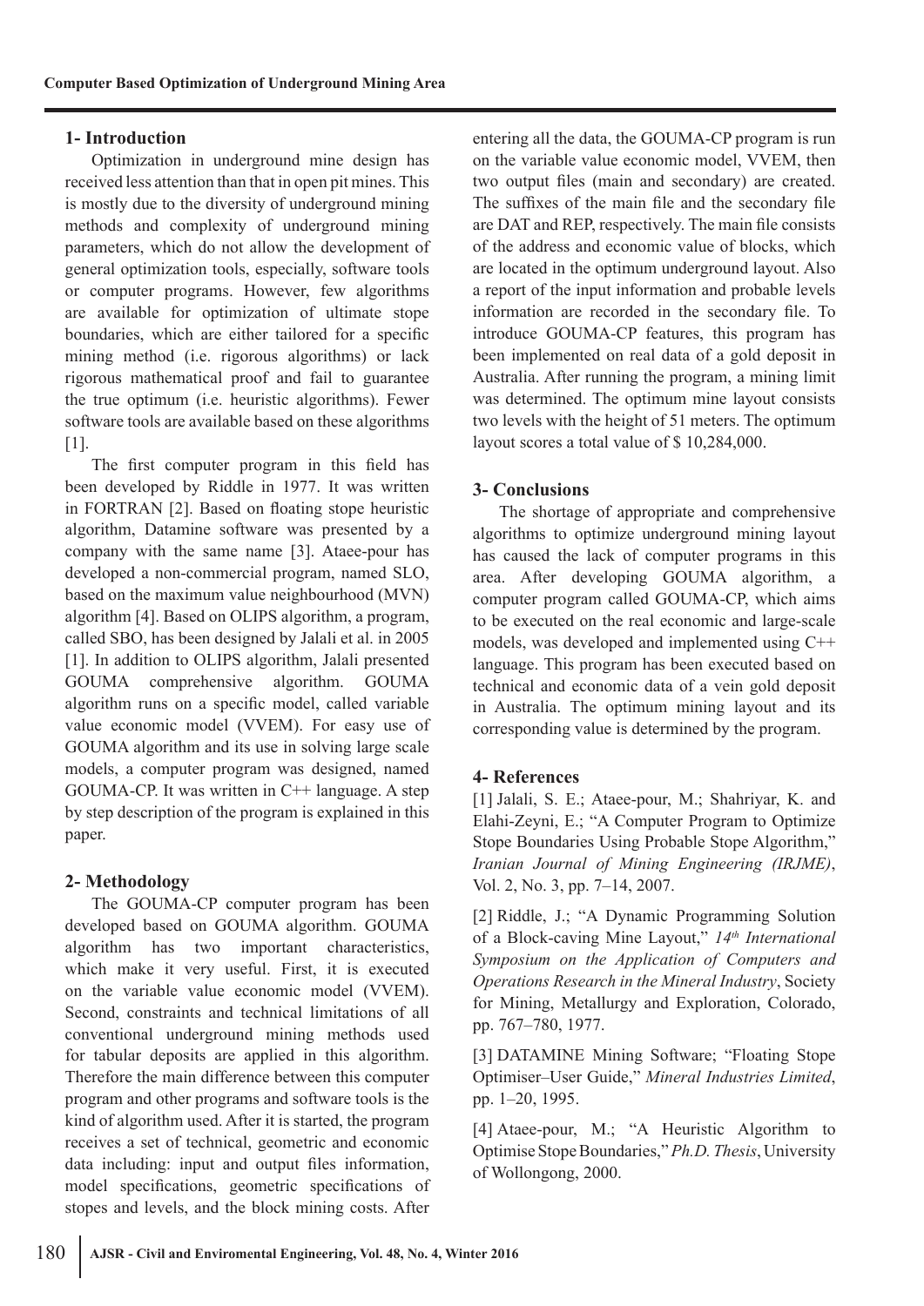## 1- Introduction

Optimization in underground mine design has received less attention than that in open pit mines. This is mostly due to the diversity of underground mining methods and complexity of underground mining parameters, which do not allow the development of general optimization tools, especially, software tools or computer programs. However, few algorithms are available for optimization of ultimate stope boundaries, which are either tailored for a specific mining method (i.e. rigorous algorithms) or lack rigorous mathematical proof and fail to guarantee the true optimum (i.e. heuristic algorithms). Fewer software tools are available based on these algorithms [1].

The first computer program in this field has been developed by Riddle in 1977. It was written in FORTRAN [2]. Based on floating stope heuristic algorithm, Datamine software was presented by a company with the same name [3]. Ataee-pour has developed a non-commercial program, named SLO, based on the maximum value neighbourhood (MVN) algorithm [4]. Based on OLIPS algorithm, a program, called SBO, has been designed by Jalali et al. in 2005 [1]. In addition to OLIPS algorithm, Jalali presented GOUMA comprehensive algorithm. GOUMA algorithm runs on a specific model, called variable value economic model (VVEM). For easy use of GOUMA algorithm and its use in solving large scale models, a computer program was designed, named GOUMA-CP. It was written in C++ language. A step by step description of the program is explained in this paper.

## 2- Methodology

The GOUMA-CP computer program has been developed based on GOUMA algorithm. GOUMA algorithm has two important characteristics, which make it very useful. First, it is executed on the variable value economic model (VVEM). Second, constraints and technical limitations of all conventional underground mining methods used for tabular deposits are applied in this algorithm. Therefore the main difference between this computer program and other programs and software tools is the kind of algorithm used. After it is started, the program receives a set of technical, geometric and economic data including: input and output files information, model specifications, geometric specifications of stopes and levels, and the block mining costs. After entering all the data, the GOUMA-CP program is run on the variable value economic model, VVEM, then two output files (main and secondary) are created. The suffixes of the main file and the secondary file are DAT and REP, respectively. The main file consists of the address and economic value of blocks, which are located in the optimum underground layout. Also a report of the input information and probable levels information are recorded in the secondary file. To introduce GOUMA-CP features, this program has been implemented on real data of a gold deposit in Australia. After running the program, a mining limit was determined. The optimum mine layout consists two levels with the height of 51 meters. The optimum layout scores a total value of $ 10,284,000.

## 3- Conclusions

The shortage of appropriate and comprehensive algorithms to optimize underground mining layout has caused the lack of computer programs in this area. After developing GOUMA algorithm, a computer program called GOUMA-CP, which aims to be executed on the real economic and large-scale models, was developed and implemented using C++ language. This program has been executed based on technical and economic data of a vein gold deposit in Australia. The optimum mining layout and its corresponding value is determined by the program.

## 4- References

[1] Jalali, S. E.; Ataee-pour, M.; Shahriyar, K. and Elahi-Zeyni, E.; "A Computer Program to Optimize Stope Boundaries Using Probable Stope Algorithm," *Iranian Journal of Mining Engineering (IRJME)*, Vol. 2, No. 3, pp. 7–14, 2007.

[2] Riddle, J.; "A Dynamic Programming Solution of a Block-caving Mine Layout," *14th International Symposium on the Application of Computers and Operations Research in the Mineral Industry*, Society for Mining, Metallurgy and Exploration, Colorado, pp. 767–780, 1977.

[3] DATAMINE Mining Software; "Floating Stope Optimiser–User Guide," *Mineral Industries Limited*, pp. 1–20, 1995.

[4] Ataee-pour, M.; "A Heuristic Algorithm to Optimise Stope Boundaries," *Ph.D. Thesis*, University of Wollongong, 2000.